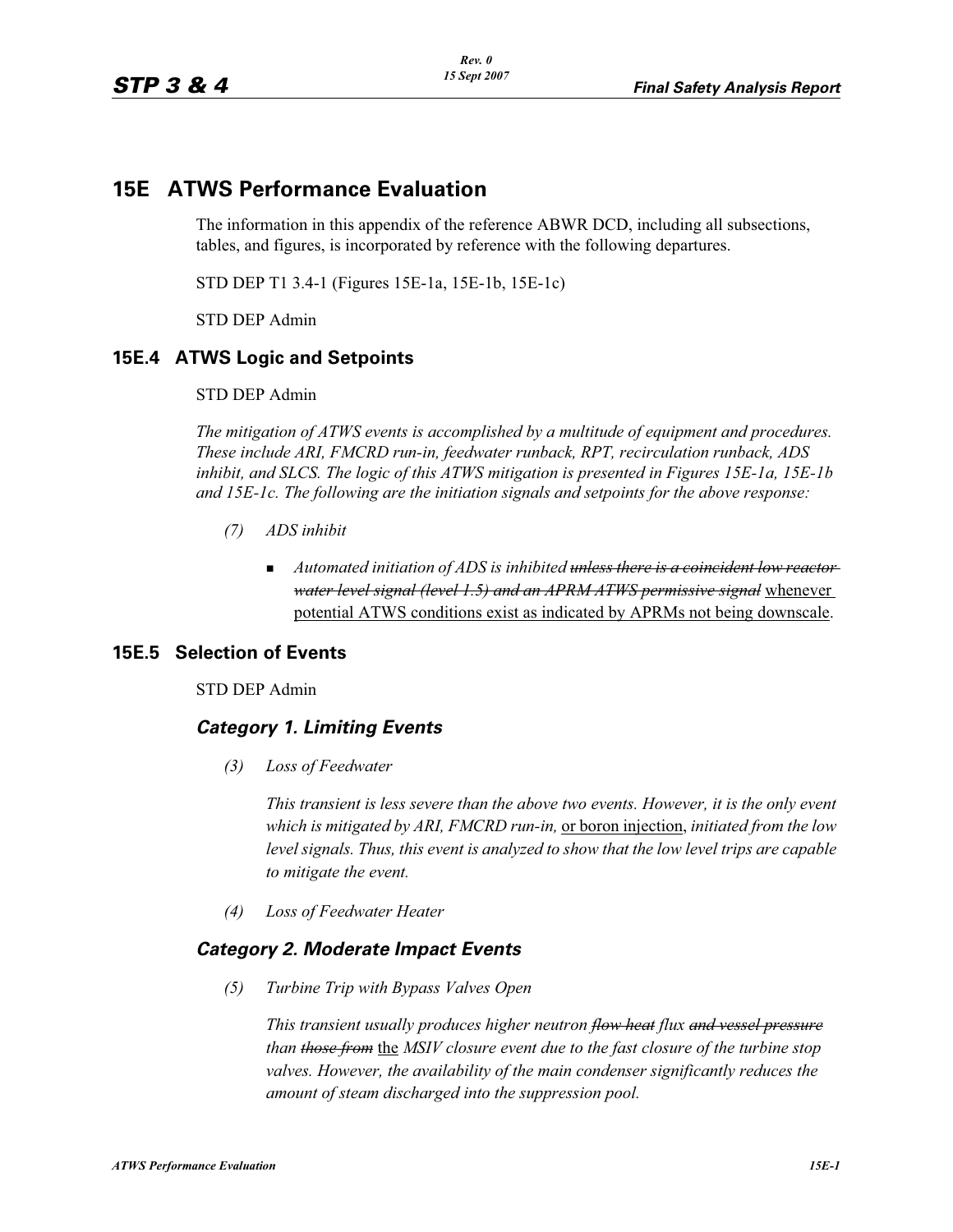# 15E ATWS Performance Evaluation

The information in this appendix of the reference ABWR DCD, including all subsections, tables, and figures, is incorporated by reference with the following departures.

STD DEP T1 3.4-1 (Figures 15E-1a, 15E-1b, 15E-1c)

STD DEP Admin

## 15E.4 ATWS Logic and Setpoints

STD DEP Admin

*The mitigation of ATWS events is accomplished by a multitude of equipment and procedures. These include ARI, FMCRD run-in, feedwater runback, RPT, recirculation runback, ADS inhibit, and SLCS. The logic of this ATWS mitigation is presented in Figures 15E-1a, 15E-1b and 15E-1c. The following are the initiation signals and setpoints for the above response:*

*(7) ADS inhibit*

- *Automated initiation of ADS is inhibited* ~~*unless there is a coincident low reactor water level signal (level 1.5) and an APRM ATWS permissive signal*~~ <u>whenever potential ATWS conditions exist as indicated by APRMs not being downscale</u>.

## 15E.5 Selection of Events

STD DEP Admin

### *Category 1. Limiting Events*

*(3) Loss of Feedwater*

*This transient is less severe than the above two events. However, it is the only event which is mitigated by ARI, FMCRD run-in,* <u>or boron injection</u>, *initiated from the low level signals. Thus, this event is analyzed to show that the low level trips are capable to mitigate the event.*

*(4) Loss of Feedwater Heater*

### *Category 2. Moderate Impact Events*

*(5) Turbine Trip with Bypass Valves Open*

*This transient usually produces higher neutron* ~~*flow heat*~~ *flux* ~~*and vessel pressure*~~ *than* ~~*those from*~~ <u>the</u> *MSIV closure event due to the fast closure of the turbine stop valves. However, the availability of the main condenser significantly reduces the amount of steam discharged into the suppression pool.*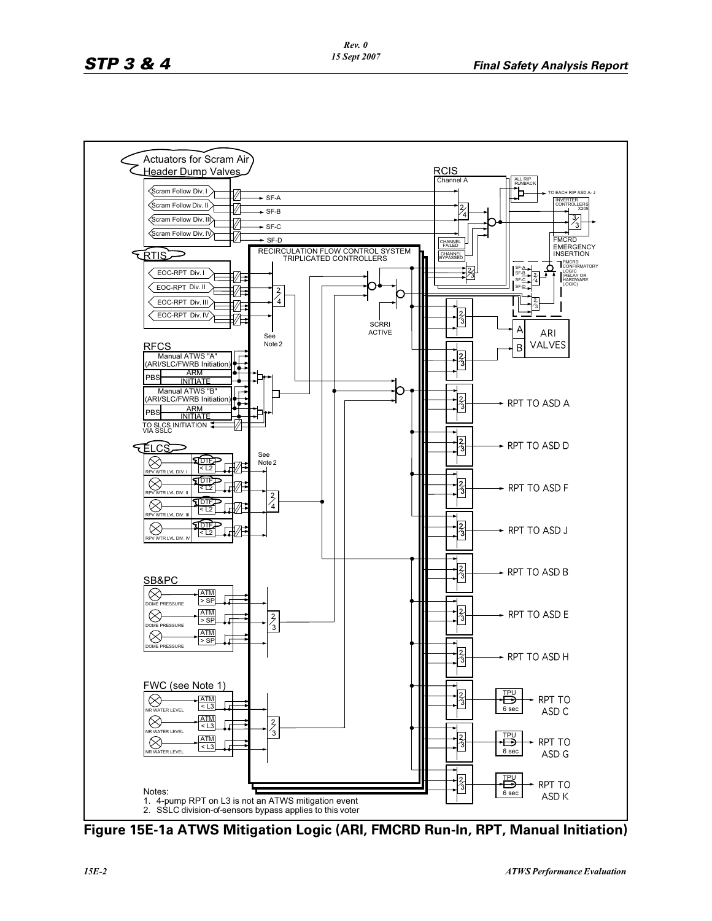Notes:

1. 4-pump RPT on L3 is not an ATWS mitigation event
2. SSLC division-of-sensors bypass applies to this voter

**Figure 15E-1a ATWS Mitigation Logic (ARI, FMCRD Run-In, RPT, Manual Initiation)**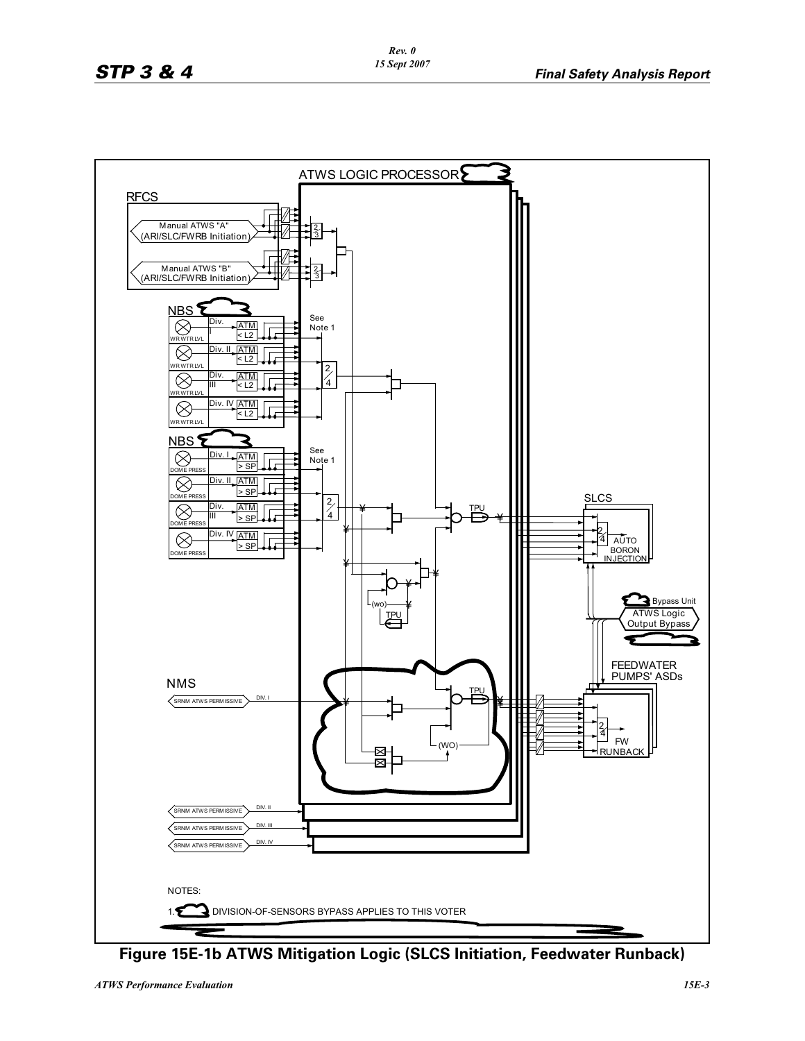ATWS LOGIC PROCESSOR

RFCS

Manual ATWS "A" (ARI/SLC/FWRB Initiation)

Manual ATWS "B" (ARI/SLC/FWRB Initiation)

2/3

2/3

NBS

Div. I ATM < L2 — WR WTR LVL

Div. II ATM < L2 — WR WTR LVL

Div. III ATM < L2 — WR WTR LVL

Div. IV ATM < L2 — WR WTR LVL

See Note 1

2/4

NBS

Div. I ATM > SP — DOME PRESS

Div. II ATM > SP — DOME PRESS

Div. III ATM > SP — DOME PRESS

Div. IV ATM > SP — DOME PRESS

See Note 1

2/4

TPU

(wo) TPU

SLCS

2/4 AUTO BORON INJECTION

Bypass Unit

ATWS Logic Output Bypass

FEEDWATER PUMPS' ASDs

2/4 FW RUNBACK

NMS

SRNM ATWS PERMISSIVE — DIV. I

TPU

(WO)

SRNM ATWS PERMISSIVE — DIV. II

SRNM ATWS PERMISSIVE — DIV. III

SRNM ATWS PERMISSIVE — DIV. IV

NOTES:

1. DIVISION-OF-SENSORS BYPASS APPLIES TO THIS VOTER

**Figure 15E-1b ATWS Mitigation Logic (SLCS Initiation, Feedwater Runback)**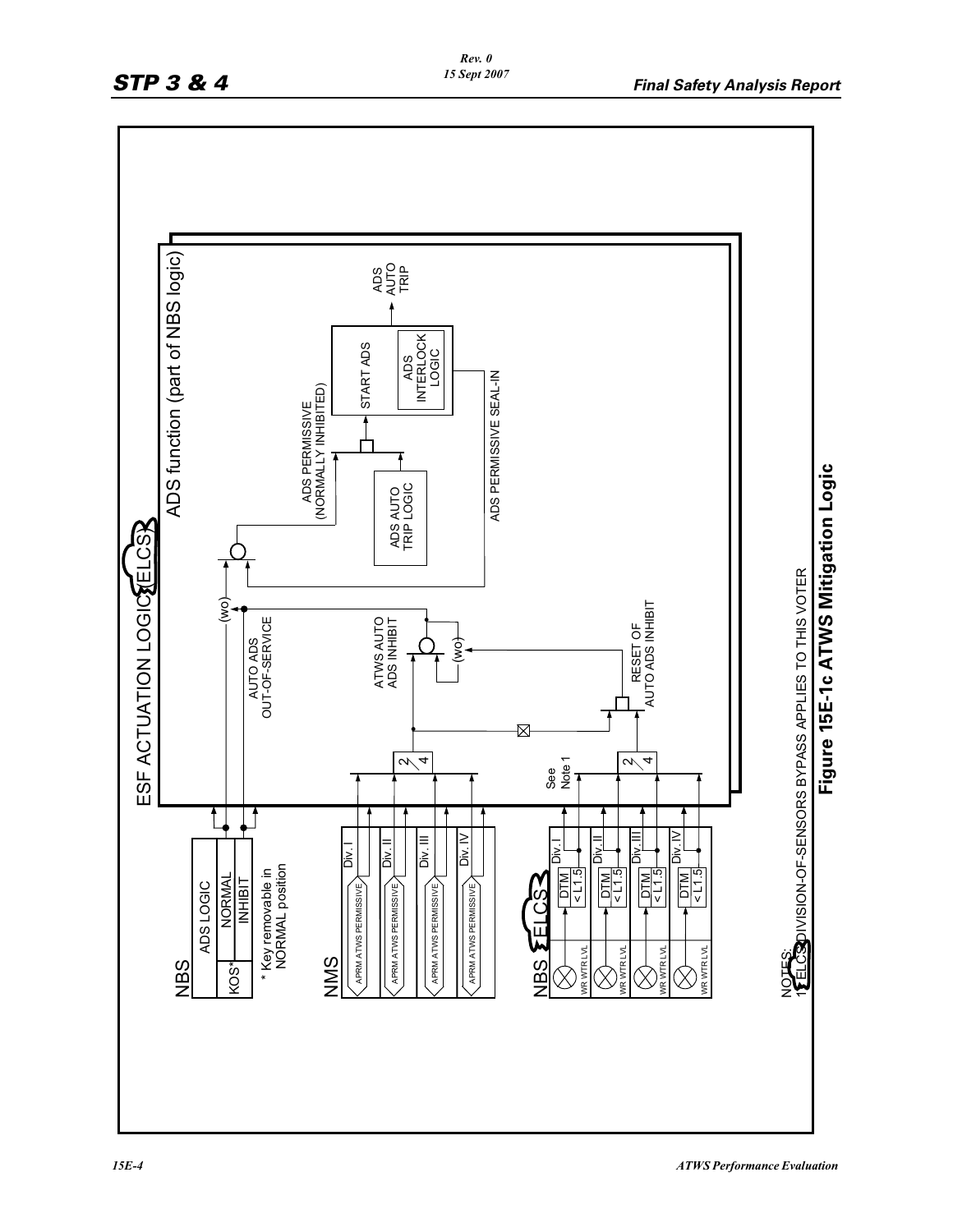ESF ACTUATION LOGIC (ELCS)

ADS function (part of NBS logic)

ADS AUTO TRIP

START ADS

ADS INTERLOCK LOGIC

ADS PERMISSIVE (NORMALLY INHIBITED)

ADS AUTO TRIP LOGIC

ADS PERMISSIVE SEAL-IN

(wo)

AUTO ADS OUT-OF-SERVICE

ATWS AUTO ADS INHIBIT

(wo)

RESET OF AUTO ADS INHIBIT

2/4

2/4

See Note 1

NBS

ADS LOGIC

KOS*

NORMAL

INHIBIT

\* Key removable in NORMAL position

NMS

APRM ATWS PERMISSIVE Div. I

APRM ATWS PERMISSIVE Div. II

APRM ATWS PERMISSIVE Div. III

APRM ATWS PERMISSIVE Div. IV

NBS (ELCS)

WR WTR LVL DTM < L1.5 Div. I

WR WTR LVL DTM < L1.5 Div. II

WR WTR LVL DTM < L1.5 Div. III

WR WTR LVL DTM < L1.5 Div. IV

NOTES:
1. ELCS DIVISION-OF-SENSORS BYPASS APPLIES TO THIS VOTER

**Figure 15E-1c ATWS Mitigation Logic**